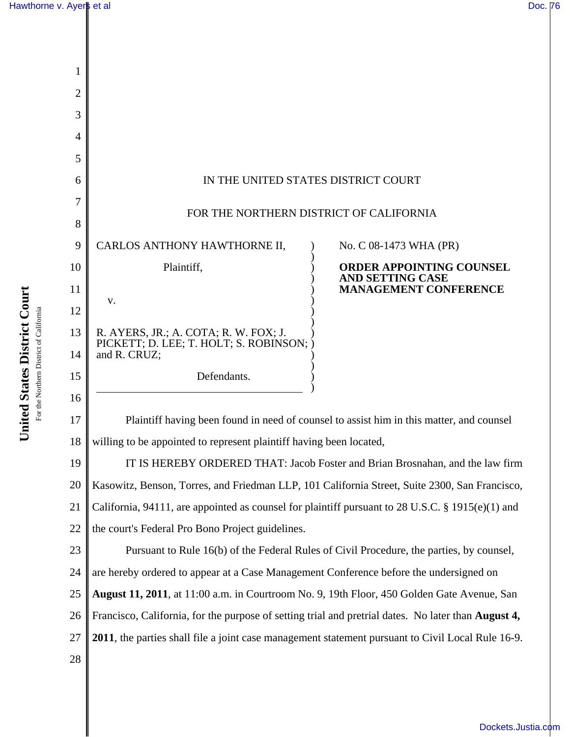IN THE UNITED STATES DISTRICT COURT

FOR THE NORTHERN DISTRICT OF CALIFORNIA

CARLOS ANTHONY HAWTHORNE II,

Plaintiff,

v.

R. AYERS, JR.; A. COTA; R. W. FOX; J. PICKETT; D. LEE; T. HOLT; S. ROBINSON; and R. CRUZ;

Defendants.

No. C 08-1473 WHA (PR)

**ORDER APPOINTING COUNSEL AND SETTING CASE MANAGEMENT CONFERENCE**

Plaintiff having been found in need of counsel to assist him in this matter, and counsel willing to be appointed to represent plaintiff having been located,

IT IS HEREBY ORDERED THAT: Jacob Foster and Brian Brosnahan, and the law firm Kasowitz, Benson, Torres, and Friedman LLP, 101 California Street, Suite 2300, San Francisco, California, 94111, are appointed as counsel for plaintiff pursuant to 28 U.S.C. § 1915(e)(1) and the court's Federal Pro Bono Project guidelines.

Pursuant to Rule 16(b) of the Federal Rules of Civil Procedure, the parties, by counsel, are hereby ordered to appear at a Case Management Conference before the undersigned on **August 11, 2011**, at 11:00 a.m. in Courtroom No. 9, 19th Floor, 450 Golden Gate Avenue, San Francisco, California, for the purpose of setting trial and pretrial dates. No later than **August 4, 2011**, the parties shall file a joint case management statement pursuant to Civil Local Rule 16-9.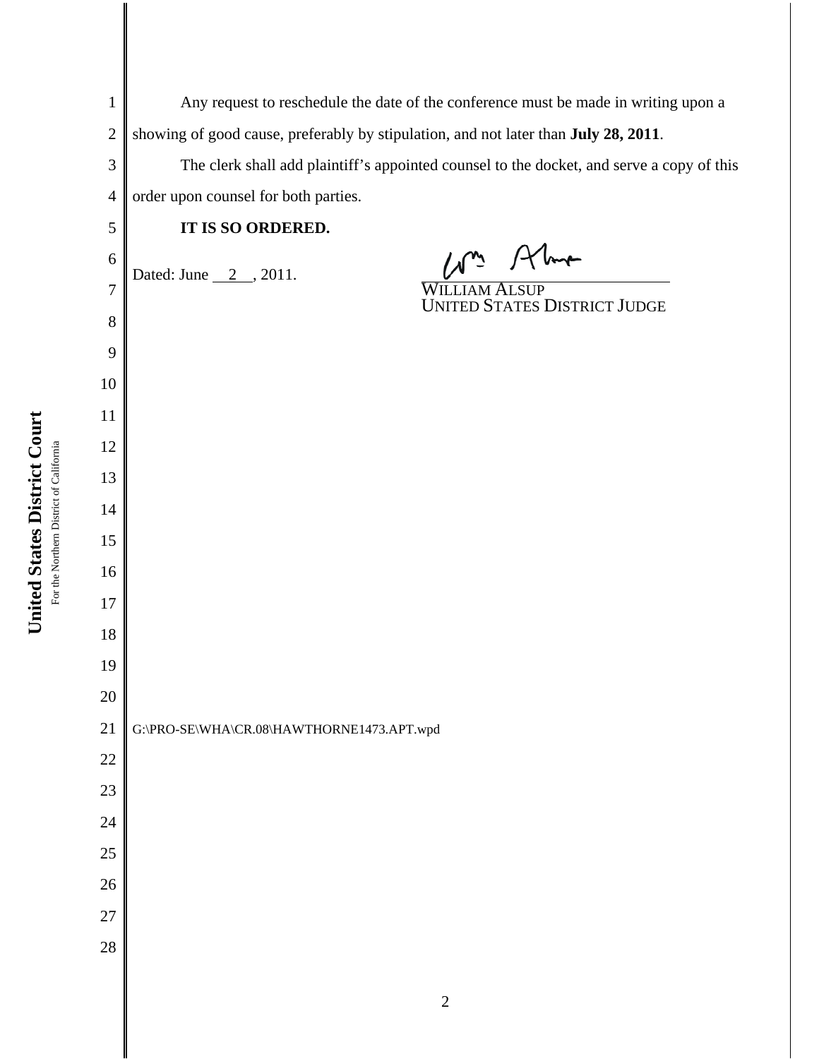Any request to reschedule the date of the conference must be made in writing upon a showing of good cause, preferably by stipulation, and not later than **July 28, 2011**.

The clerk shall add plaintiff's appointed counsel to the docket, and serve a copy of this order upon counsel for both parties.

**IT IS SO ORDERED.**

Dated: June 2 , 2011.

WILLIAM ALSUP
UNITED STATES DISTRICT JUDGE

G:\PRO-SE\WHA\CR.08\HAWTHORNE1473.APT.wpd